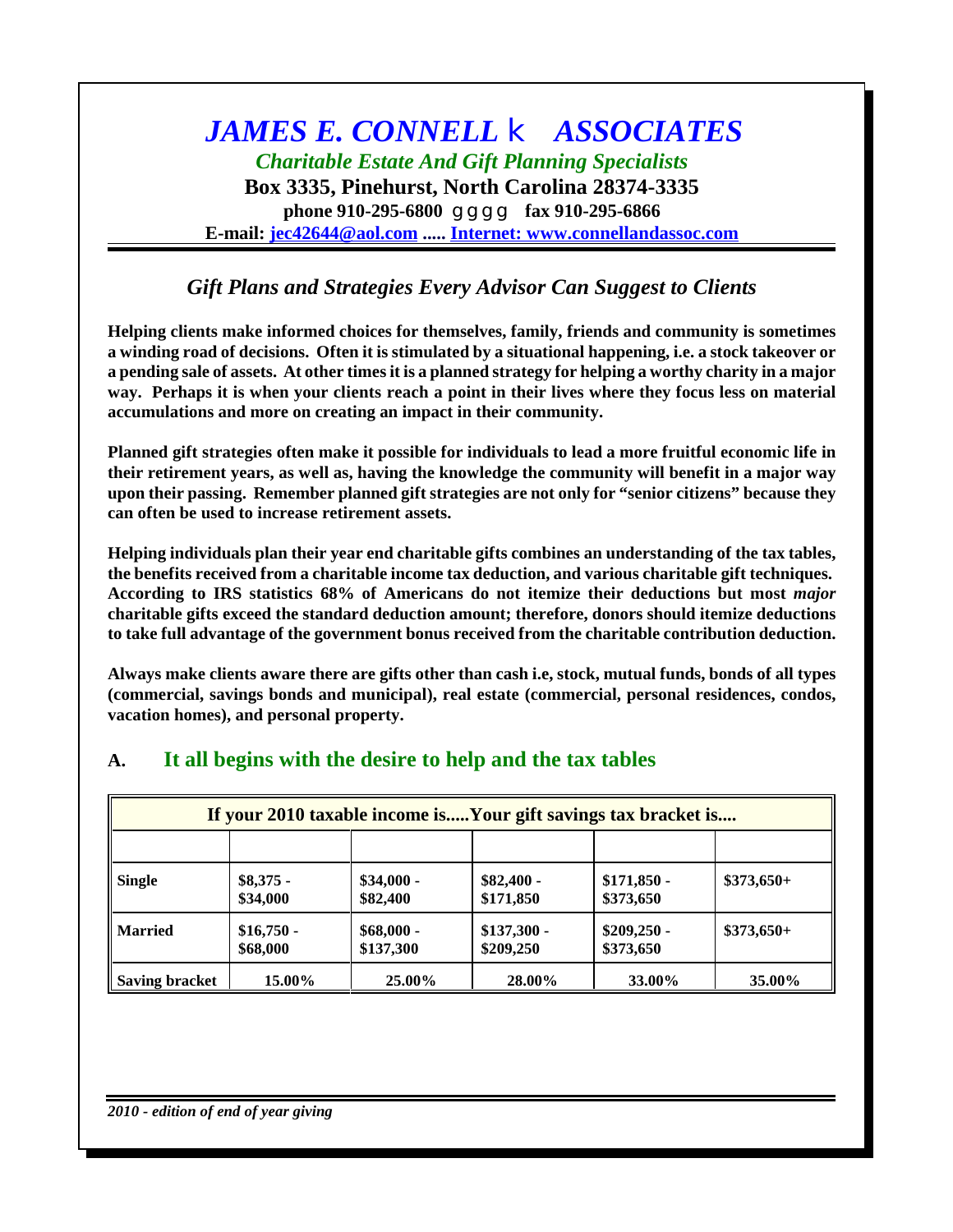# *JAMES E. CONNELL & ASSOCIATES*

***Charitable Estate And Gift Planning Specialists***

**Box 3335, Pinehurst, North Carolina 28374-3335**

**phone 910-295-6800 gggg fax 910-295-6866**

**E-mail: jec42644@aol.com ..... Internet: www.connellandassoc.com**

## *Gift Plans and Strategies Every Advisor Can Suggest to Clients*

**Helping clients make informed choices for themselves, family, friends and community is sometimes a winding road of decisions. Often it is stimulated by a situational happening, i.e. a stock takeover or a pending sale of assets. At other times it is a planned strategy for helping a worthy charity in a major way. Perhaps it is when your clients reach a point in their lives where they focus less on material accumulations and more on creating an impact in their community.**

**Planned gift strategies often make it possible for individuals to lead a more fruitful economic life in their retirement years, as well as, having the knowledge the community will benefit in a major way upon their passing. Remember planned gift strategies are not only for "senior citizens" because they can often be used to increase retirement assets.**

**Helping individuals plan their year end charitable gifts combines an understanding of the tax tables, the benefits received from a charitable income tax deduction, and various charitable gift techniques. According to IRS statistics 68% of Americans do not itemize their deductions but most *major* charitable gifts exceed the standard deduction amount; therefore, donors should itemize deductions to take full advantage of the government bonus received from the charitable contribution deduction.**

**Always make clients aware there are gifts other than cash i.e, stock, mutual funds, bonds of all types (commercial, savings bonds and municipal), real estate (commercial, personal residences, condos, vacation homes), and personal property.**

## A. It all begins with the desire to help and the tax tables

| If your 2010 taxable income is.....Your gift savings tax bracket is.... | | | | | |
|---|---|---|---|---|---|
| | | | | | |
| **Single** | **$8,375 - $34,000** | **$34,000 - $82,400** | **$82,400 - $171,850** | **$171,850 - $373,650** | **$373,650+** |
| **Married** | **$16,750 - $68,000** | **$68,000 - $137,300** | **$137,300 - $209,250** | **$209,250 - $373,650** | **$373,650+** |
| **Saving bracket** | **15.00%** | **25.00%** | **28.00%** | **33.00%** | **35.00%** |

*2010 - edition of end of year giving*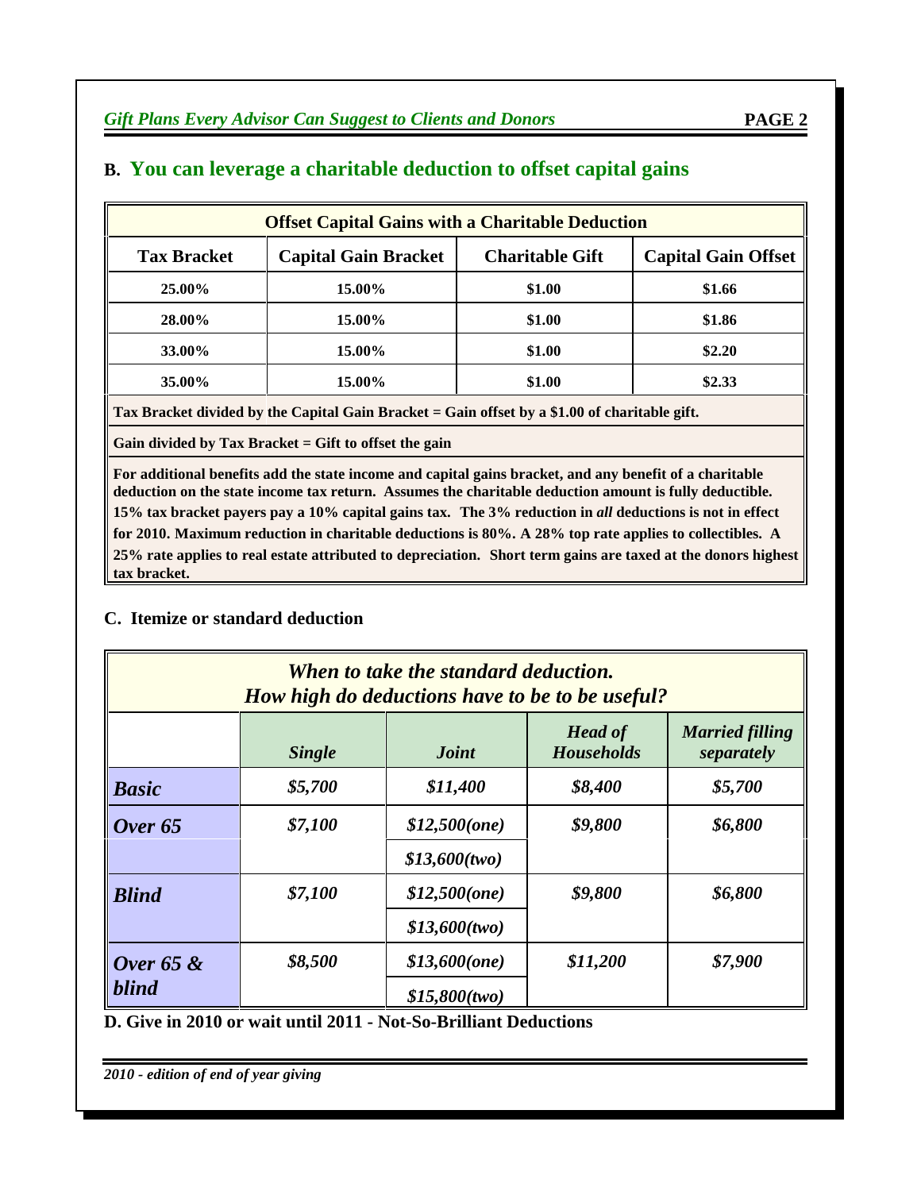## B. You can leverage a charitable deduction to offset capital gains

| Offset Capital Gains with a Charitable Deduction | | | |
|---|---|---|---|
| **Tax Bracket** | **Capital Gain Bracket** | **Charitable Gift** | **Capital Gain Offset** |
| 25.00% | 15.00% | $1.00 | $1.66 |
| 28.00% | 15.00% | $1.00 | $1.86 |
| 33.00% | 15.00% | $1.00 | $2.20 |
| 35.00% | 15.00% | $1.00 | $2.33 |

**Tax Bracket divided by the Capital Gain Bracket = Gain offset by a $1.00 of charitable gift.**

**Gain divided by Tax Bracket = Gift to offset the gain**

**For additional benefits add the state income and capital gains bracket, and any benefit of a charitable deduction on the state income tax return. Assumes the charitable deduction amount is fully deductible. 15% tax bracket payers pay a 10% capital gains tax. The 3% reduction in *all* deductions is not in effect for 2010. Maximum reduction in charitable deductions is 80%. A 28% top rate applies to collectibles. A 25% rate applies to real estate attributed to depreciation. Short term gains are taxed at the donors highest tax bracket.**

## C. Itemize or standard deduction

***When to take the standard deduction. How high do deductions have to be to be useful?***

| | *Single* | *Joint* | *Head of Households* | *Married filling separately* |
|---|---|---|---|---|
| ***Basic*** | *$5,700* | *$11,400* | *$8,400* | *$5,700* |
| ***Over 65*** | *$7,100* | *$12,500(one)* | *$9,800* | *$6,800* |
| | | *$13,600(two)* | | |
| ***Blind*** | *$7,100* | *$12,500(one)* | *$9,800* | *$6,800* |
| | | *$13,600(two)* | | |
| ***Over 65 & blind*** | *$8,500* | *$13,600(one)* | *$11,200* | *$7,900* |
| | | *$15,800(two)* | | |

## D. Give in 2010 or wait until 2011 - Not-So-Brilliant Deductions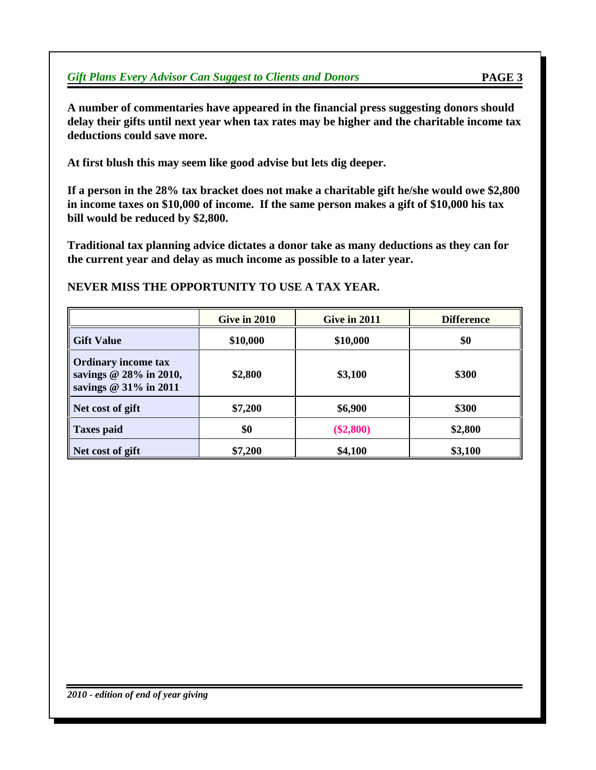**A number of commentaries have appeared in the financial press suggesting donors should delay their gifts until next year when tax rates may be higher and the charitable income tax deductions could save more.**

**At first blush this may seem like good advise but lets dig deeper.**

**If a person in the 28% tax bracket does not make a charitable gift he/she would owe $2,800 in income taxes on $10,000 of income. If the same person makes a gift of $10,000 his tax bill would be reduced by $2,800.**

**Traditional tax planning advice dictates a donor take as many deductions as they can for the current year and delay as much income as possible to a later year.**

**NEVER MISS THE OPPORTUNITY TO USE A TAX YEAR.**

| | Give in 2010 | Give in 2011 | Difference |
|---|---|---|---|
| Gift Value | $10,000 | $10,000 | $0 |
| Ordinary income tax savings @ 28% in 2010, savings @ 31% in 2011 | $2,800 | $3,100 | $300 |
| Net cost of gift | $7,200 | $6,900 | $300 |
| Taxes paid | $0 | ($2,800) | $2,800 |
| Net cost of gift | $7,200 | $4,100 | $3,100 |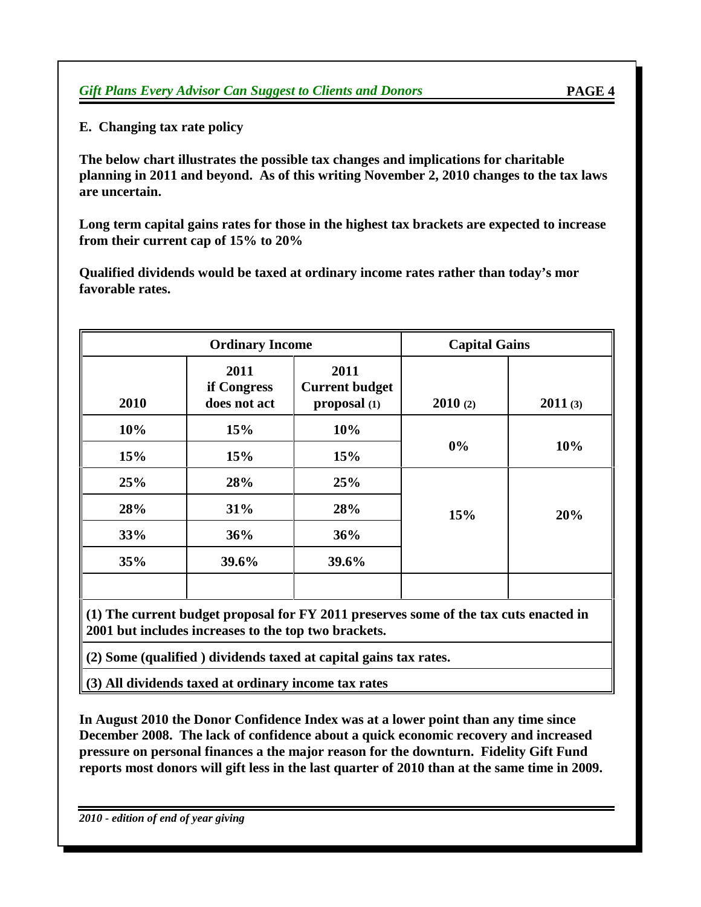**E. Changing tax rate policy**

**The below chart illustrates the possible tax changes and implications for charitable planning in 2011 and beyond. As of this writing November 2, 2010 changes to the tax laws are uncertain.**

**Long term capital gains rates for those in the highest tax brackets are expected to increase from their current cap of 15% to 20%**

**Qualified dividends would be taxed at ordinary income rates rather than today's mor favorable rates.**

| Ordinary Income | | | Capital Gains | |
|---|---|---|---|---|
| 2010 | 2011 if Congress does not act | 2011 Current budget proposal (1) | 2010 (2) | 2011 (3) |
| 10% | 15% | 10% | 0% | 10% |
| 15% | 15% | 15% | | |
| 25% | 28% | 25% | 15% | 20% |
| 28% | 31% | 28% | | |
| 33% | 36% | 36% | | |
| 35% | 39.6% | 39.6% | | |
| | | | | |

**(1) The current budget proposal for FY 2011 preserves some of the tax cuts enacted in 2001 but includes increases to the top two brackets.**

**(2) Some (qualified ) dividends taxed at capital gains tax rates.**

**(3) All dividends taxed at ordinary income tax rates**

**In August 2010 the Donor Confidence Index was at a lower point than any time since December 2008. The lack of confidence about a quick economic recovery and increased pressure on personal finances a the major reason for the downturn. Fidelity Gift Fund reports most donors will gift less in the last quarter of 2010 than at the same time in 2009.**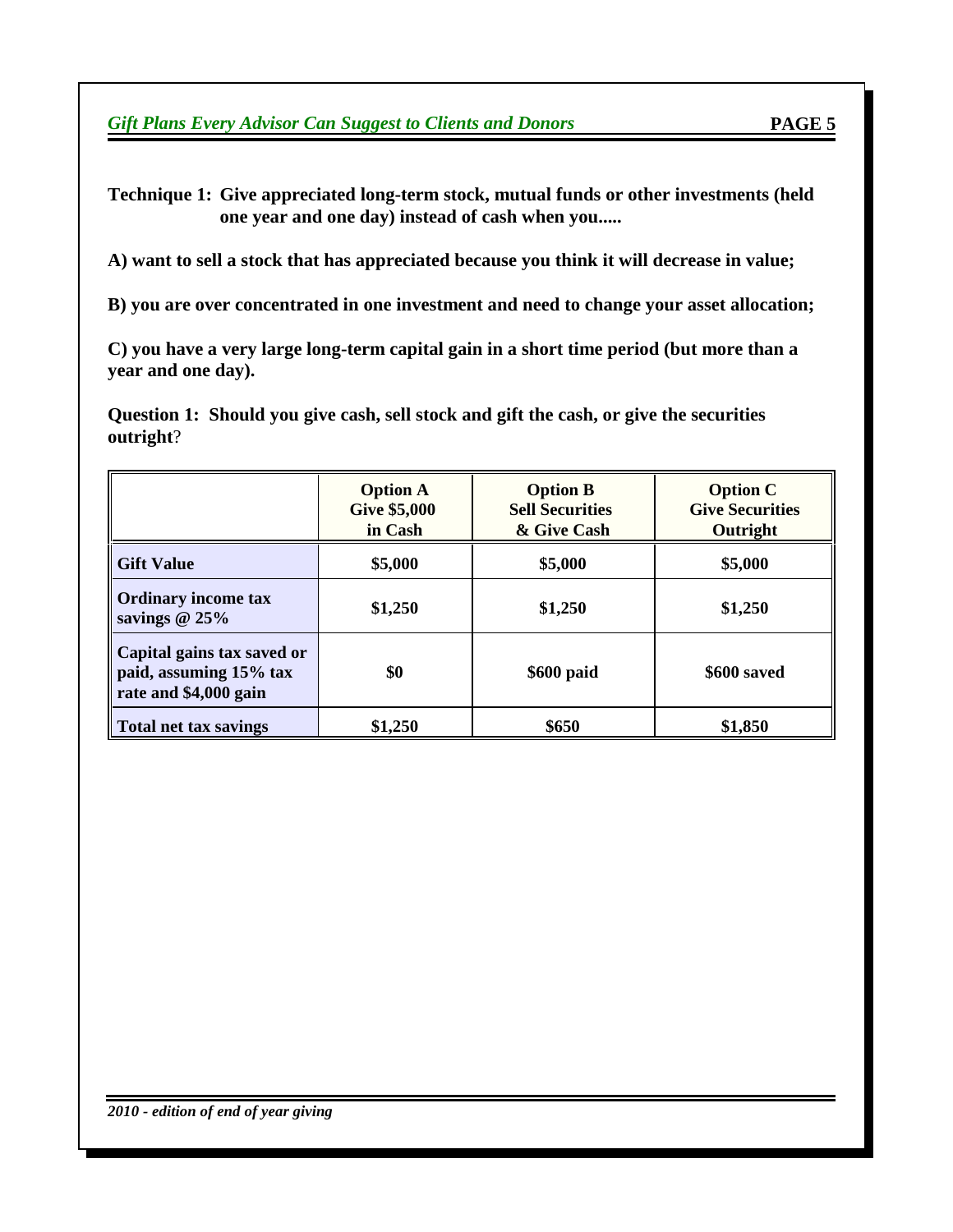**Technique 1: Give appreciated long-term stock, mutual funds or other investments (held one year and one day) instead of cash when you.....**

**A) want to sell a stock that has appreciated because you think it will decrease in value;**

**B) you are over concentrated in one investment and need to change your asset allocation;**

**C) you have a very large long-term capital gain in a short time period (but more than a year and one day).**

**Question 1: Should you give cash, sell stock and gift the cash, or give the securities outright**?

| | **Option A Give $5,000 in Cash** | **Option B Sell Securities & Give Cash** | **Option C Give Securities Outright** |
|---|---|---|---|
| **Gift Value** | **$5,000** | **$5,000** | **$5,000** |
| **Ordinary income tax savings @ 25%** | **$1,250** | **$1,250** | **$1,250** |
| **Capital gains tax saved or paid, assuming 15% tax rate and $4,000 gain** | **$0** | **$600 paid** | **$600 saved** |
| **Total net tax savings** | **$1,250** | **$650** | **$1,850** |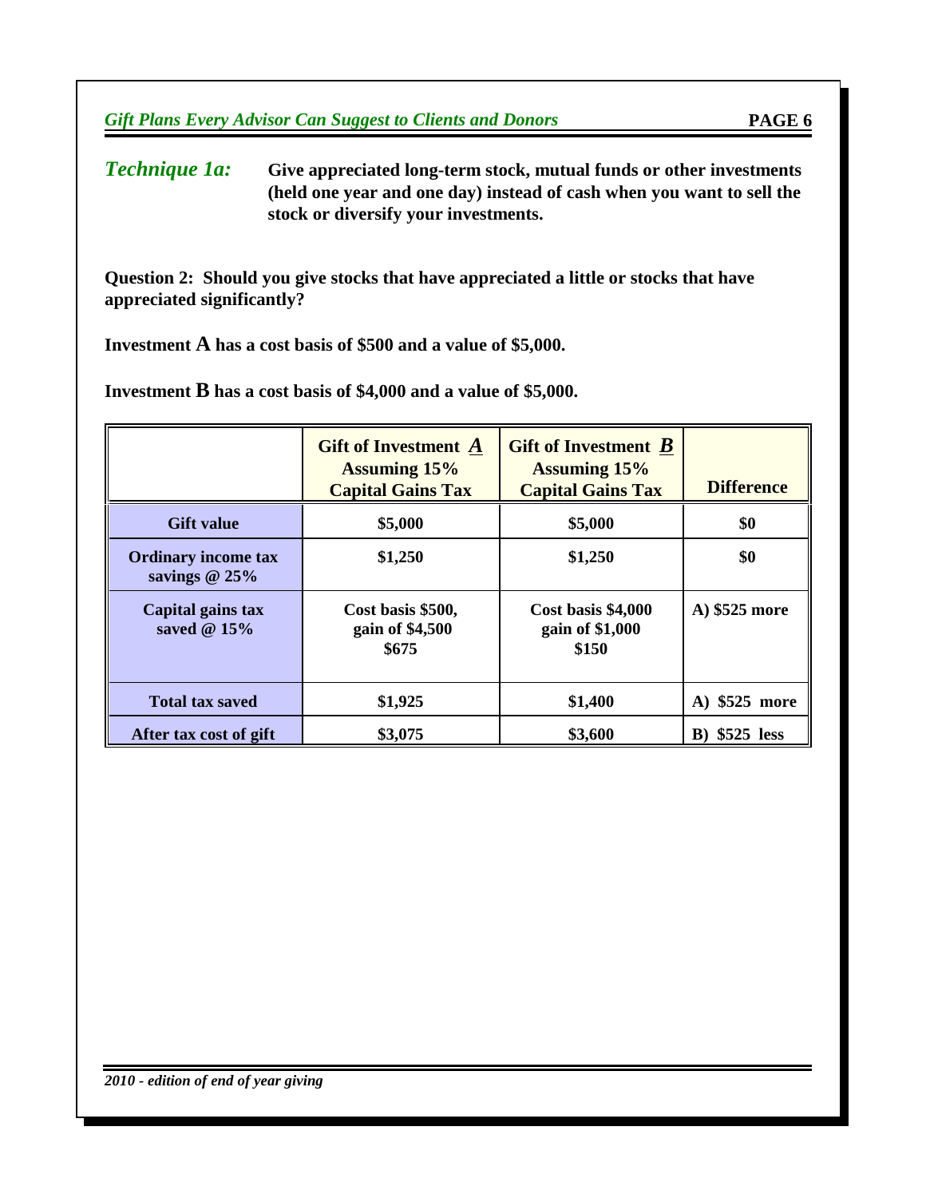***Technique 1a:*** **Give appreciated long-term stock, mutual funds or other investments (held one year and one day) instead of cash when you want to sell the stock or diversify your investments.**

**Question 2: Should you give stocks that have appreciated a little or stocks that have appreciated significantly?**

**Investment A has a cost basis of $500 and a value of $5,000.**

**Investment B has a cost basis of $4,000 and a value of $5,000.**

| | Gift of Investment ***A*** Assuming 15% Capital Gains Tax | Gift of Investment ***B*** Assuming 15% Capital Gains Tax | Difference |
|---|---|---|---|
| **Gift value** | **$5,000** | **$5,000** | **$0** |
| **Ordinary income tax savings @ 25%** | **$1,250** | **$1,250** | **$0** |
| **Capital gains tax saved @ 15%** | **Cost basis $500, gain of $4,500 $675** | **Cost basis $4,000 gain of $1,000 $150** | **A) $525 more** |
| **Total tax saved** | **$1,925** | **$1,400** | **A) $525 more** |
| **After tax cost of gift** | **$3,075** | **$3,600** | **B) $525 less** |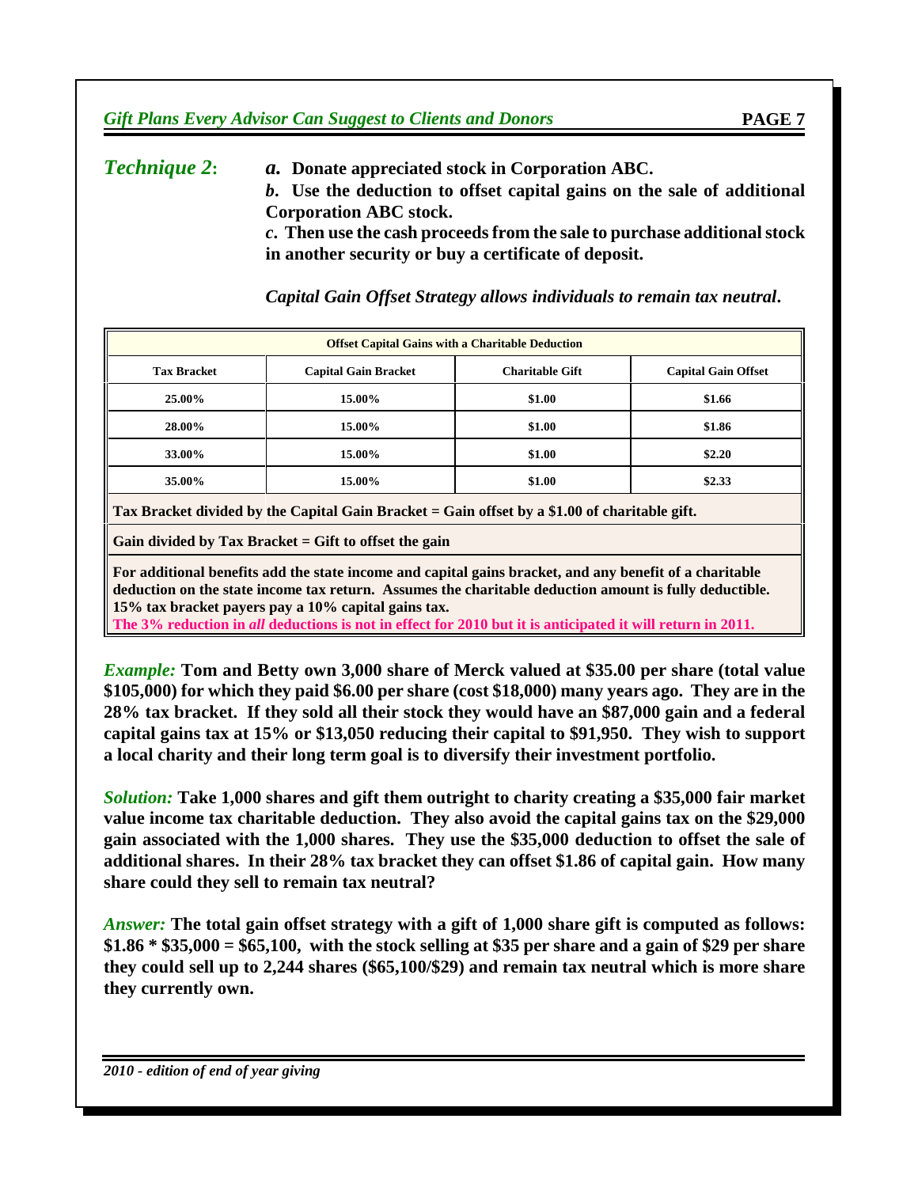***Technique 2*:** ***a.*** **Donate appreciated stock in Corporation ABC.**

***b*. Use the deduction to offset capital gains on the sale of additional Corporation ABC stock.**

***c*. Then use the cash proceeds from the sale to purchase additional stock in another security or buy a certificate of deposit.**

***Capital Gain Offset Strategy allows individuals to remain tax neutral*.**

| **Offset Capital Gains with a Charitable Deduction** | | | |
|---|---|---|---|
| **Tax Bracket** | **Capital Gain Bracket** | **Charitable Gift** | **Capital Gain Offset** |
| **25.00%** | **15.00%** | **$1.00** | **$1.66** |
| **28.00%** | **15.00%** | **$1.00** | **$1.86** |
| **33.00%** | **15.00%** | **$1.00** | **$2.20** |
| **35.00%** | **15.00%** | **$1.00** | **$2.33** |

**Tax Bracket divided by the Capital Gain Bracket = Gain offset by a $1.00 of charitable gift.**

**Gain divided by Tax Bracket = Gift to offset the gain**

**For additional benefits add the state income and capital gains bracket, and any benefit of a charitable deduction on the state income tax return. Assumes the charitable deduction amount is fully deductible. 15% tax bracket payers pay a 10% capital gains tax.**

**The 3% reduction in *all* deductions is not in effect for 2010 but it is anticipated it will return in 2011.**

*Example:* **Tom and Betty own 3,000 share of Merck valued at $35.00 per share (total value $105,000) for which they paid $6.00 per share (cost $18,000) many years ago. They are in the 28% tax bracket. If they sold all their stock they would have an $87,000 gain and a federal capital gains tax at 15% or $13,050 reducing their capital to $91,950. They wish to support a local charity and their long term goal is to diversify their investment portfolio.**

*Solution:* **Take 1,000 shares and gift them outright to charity creating a $35,000 fair market value income tax charitable deduction. They also avoid the capital gains tax on the $29,000 gain associated with the 1,000 shares. They use the $35,000 deduction to offset the sale of additional shares. In their 28% tax bracket they can offset $1.86 of capital gain. How many share could they sell to remain tax neutral?**

*Answer:* **The total gain offset strategy with a gift of 1,000 share gift is computed as follows: $1.86 * $35,000 = $65,100, with the stock selling at $35 per share and a gain of $29 per share they could sell up to 2,244 shares ($65,100/$29) and remain tax neutral which is more share they currently own.**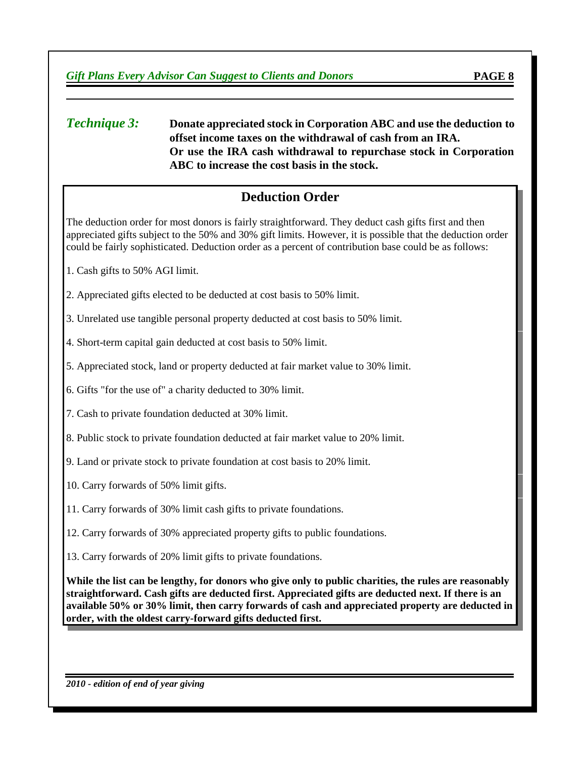***Technique 3:*** **Donate appreciated stock in Corporation ABC and use the deduction to offset income taxes on the withdrawal of cash from an IRA. Or use the IRA cash withdrawal to repurchase stock in Corporation ABC to increase the cost basis in the stock.**

## Deduction Order

The deduction order for most donors is fairly straightforward. They deduct cash gifts first and then appreciated gifts subject to the 50% and 30% gift limits. However, it is possible that the deduction order could be fairly sophisticated. Deduction order as a percent of contribution base could be as follows:

1. Cash gifts to 50% AGI limit.
2. Appreciated gifts elected to be deducted at cost basis to 50% limit.
3. Unrelated use tangible personal property deducted at cost basis to 50% limit.
4. Short-term capital gain deducted at cost basis to 50% limit.
5. Appreciated stock, land or property deducted at fair market value to 30% limit.
6. Gifts "for the use of" a charity deducted to 30% limit.
7. Cash to private foundation deducted at 30% limit.
8. Public stock to private foundation deducted at fair market value to 20% limit.
9. Land or private stock to private foundation at cost basis to 20% limit.
10. Carry forwards of 50% limit gifts.
11. Carry forwards of 30% limit cash gifts to private foundations.
12. Carry forwards of 30% appreciated property gifts to public foundations.
13. Carry forwards of 20% limit gifts to private foundations.

**While the list can be lengthy, for donors who give only to public charities, the rules are reasonably straightforward. Cash gifts are deducted first. Appreciated gifts are deducted next. If there is an available 50% or 30% limit, then carry forwards of cash and appreciated property are deducted in order, with the oldest carry-forward gifts deducted first.**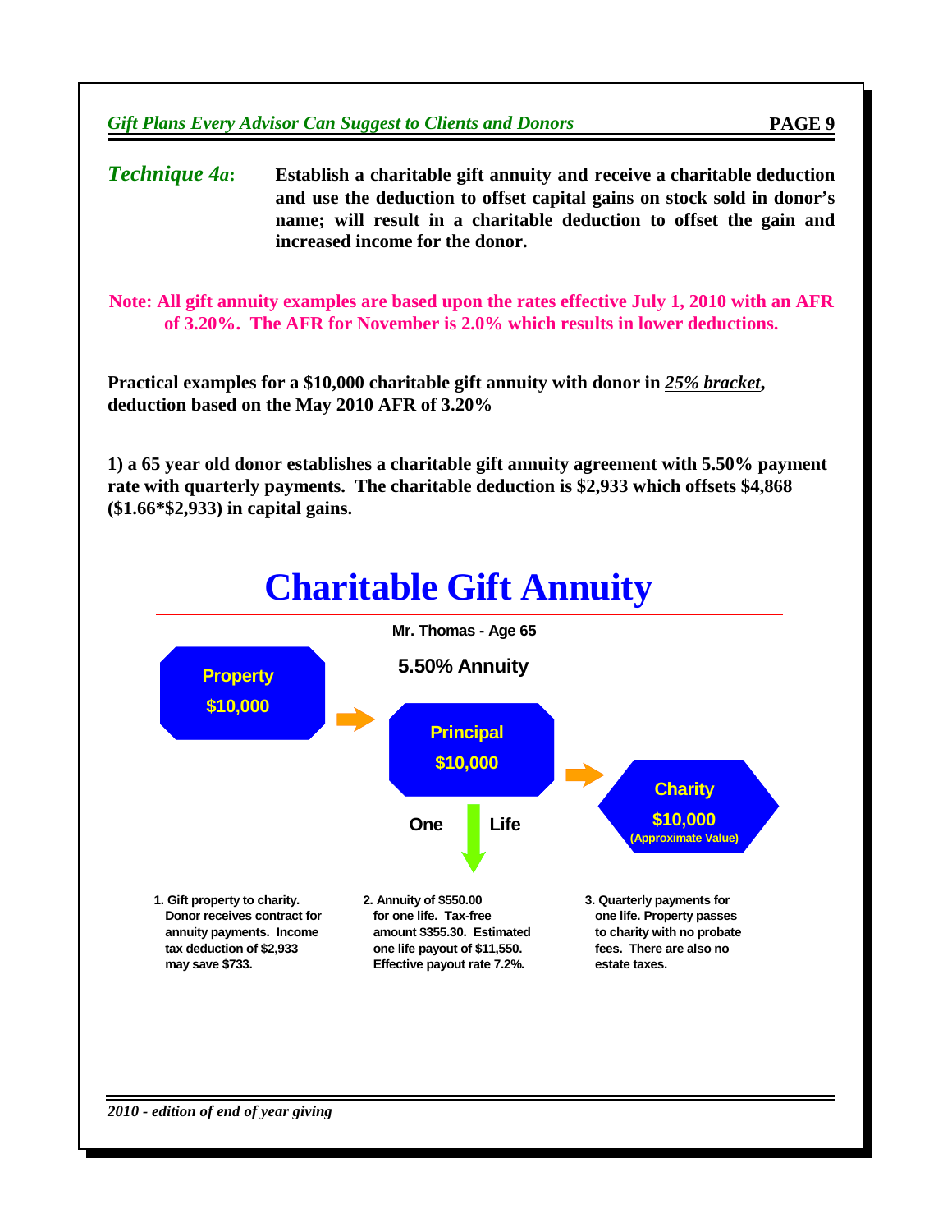***Technique 4a*:** **Establish a charitable gift annuity and receive a charitable deduction and use the deduction to offset capital gains on stock sold in donor's name; will result in a charitable deduction to offset the gain and increased income for the donor.**

**Note: All gift annuity examples are based upon the rates effective July 1, 2010 with an AFR of 3.20%. The AFR for November is 2.0% which results in lower deductions.**

**Practical examples for a $10,000 charitable gift annuity with donor in *25% bracket*, deduction based on the May 2010 AFR of 3.20%**

**1) a 65 year old donor establishes a charitable gift annuity agreement with 5.50% payment rate with quarterly payments. The charitable deduction is $2,933 which offsets $4,868 ($1.66*$2,933) in capital gains.**

# Charitable Gift Annuity

**Mr. Thomas - Age 65**

**5.50% Annuity**

**Property $10,000** → **Principal $10,000** → **Charity $10,000 (Approximate Value)**

**One Life**

1. **Gift property to charity. Donor receives contract for annuity payments. Income tax deduction of $2,933 may save $733.**
2. **Annuity of $550.00 for one life. Tax-free amount $355.30. Estimated one life payout of $11,550. Effective payout rate 7.2%.**
3. **Quarterly payments for one life. Property passes to charity with no probate fees. There are also no estate taxes.**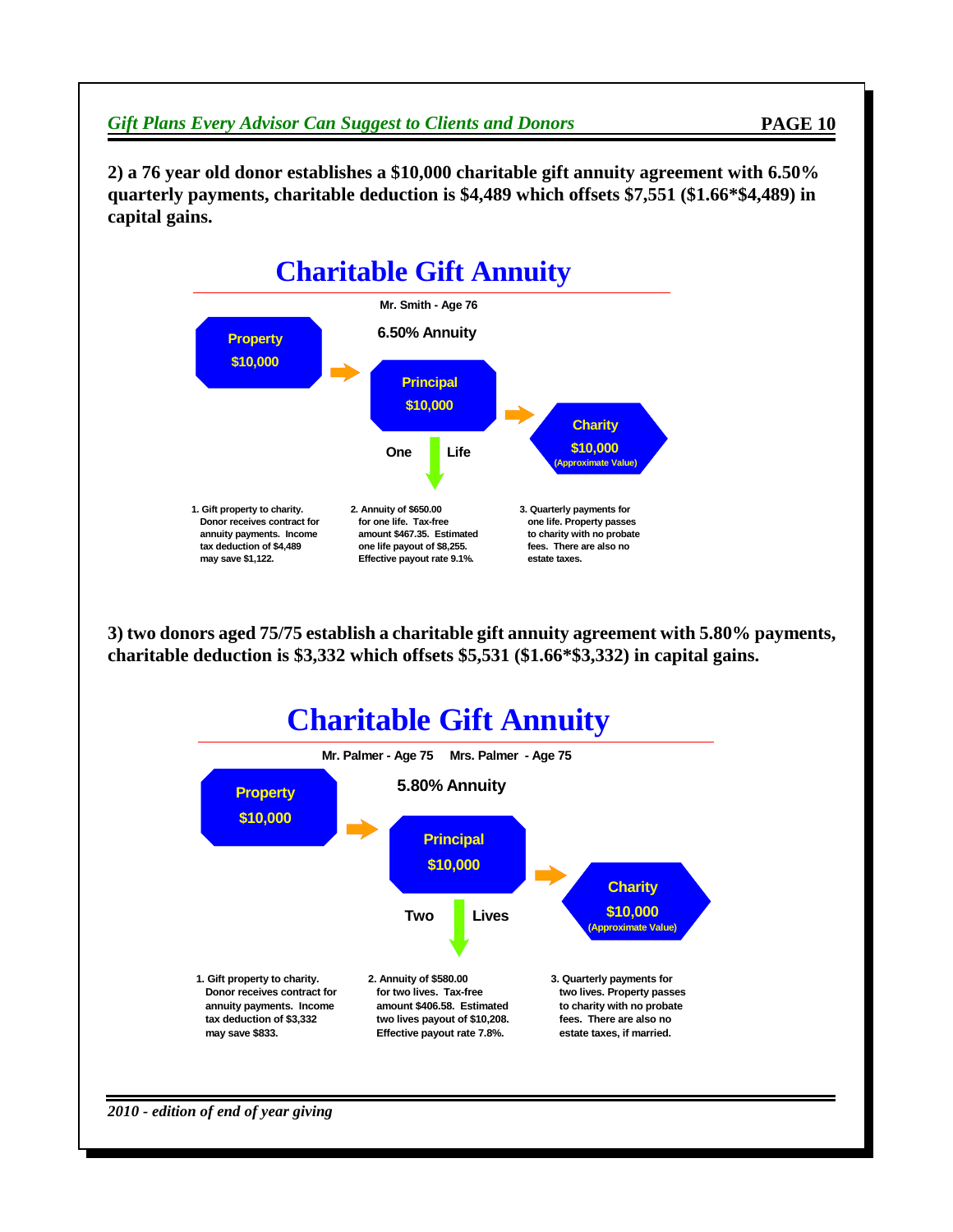**2) a 76 year old donor establishes a $10,000 charitable gift annuity agreement with 6.50% quarterly payments, charitable deduction is $4,489 which offsets $7,551 ($1.66*$4,489) in capital gains.**

## Charitable Gift Annuity

Mr. Smith - Age 76

6.50% Annuity

Property $10,000 → Principal $10,000 → Charity $10,000 (Approximate Value)

One Life

1. Gift property to charity. Donor receives contract for annuity payments. Income tax deduction of $4,489 may save $1,122.

2. Annuity of $650.00 for one life. Tax-free amount $467.35. Estimated one life payout of $8,255. Effective payout rate 9.1%.

3. Quarterly payments for one life. Property passes to charity with no probate fees. There are also no estate taxes.

**3) two donors aged 75/75 establish a charitable gift annuity agreement with 5.80% payments, charitable deduction is $3,332 which offsets $5,531 ($1.66*$3,332) in capital gains.**

## Charitable Gift Annuity

Mr. Palmer - Age 75 Mrs. Palmer - Age 75

5.80% Annuity

Property $10,000 → Principal $10,000 → Charity $10,000 (Approximate Value)

Two Lives

1. Gift property to charity. Donor receives contract for annuity payments. Income tax deduction of $3,332 may save $833.

2. Annuity of $580.00 for two lives. Tax-free amount $406.58. Estimated two lives payout of $10,208. Effective payout rate 7.8%.

3. Quarterly payments for two lives. Property passes to charity with no probate fees. There are also no estate taxes, if married.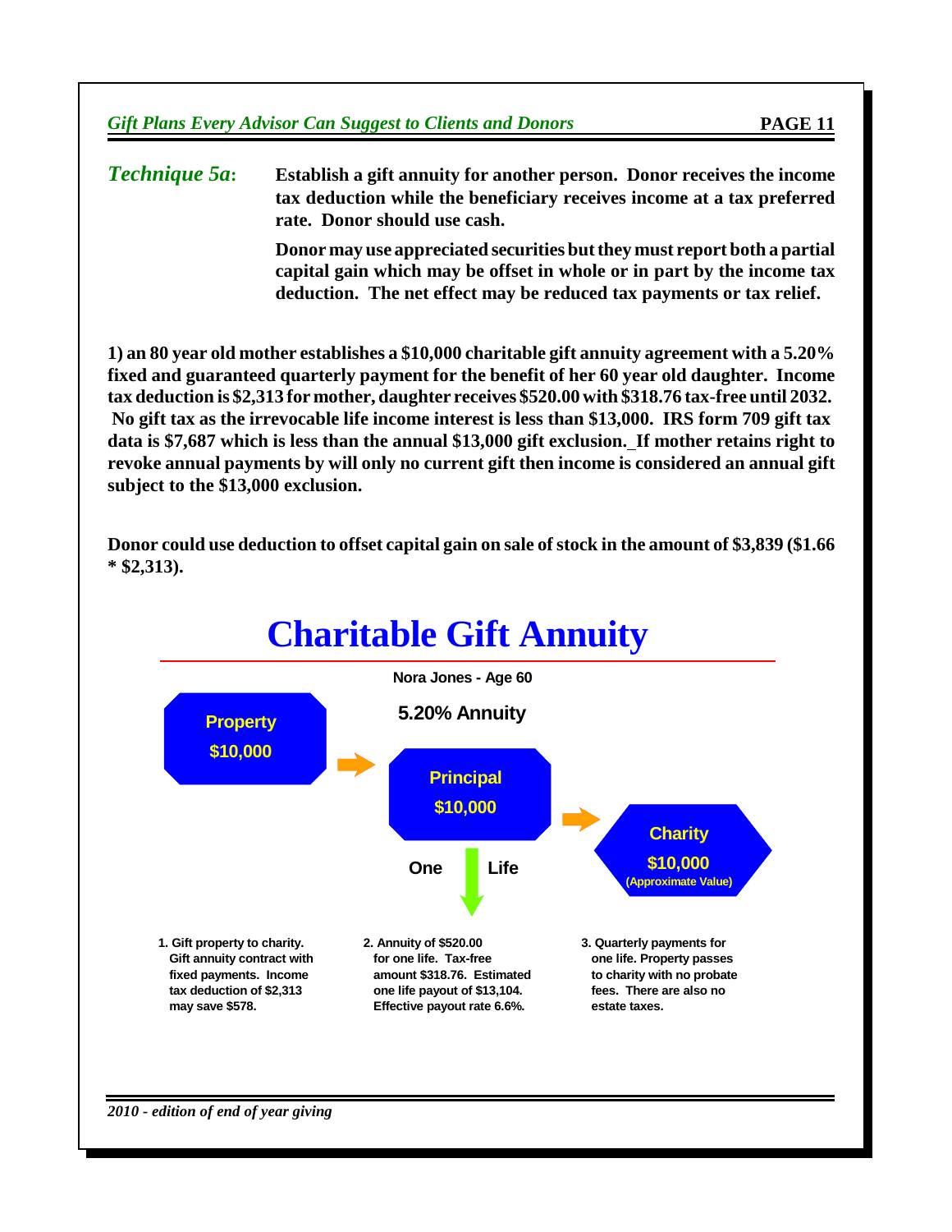***Technique 5a*****:** **Establish a gift annuity for another person. Donor receives the income tax deduction while the beneficiary receives income at a tax preferred rate. Donor should use cash.**

**Donor may use appreciated securities but they must report both a partial capital gain which may be offset in whole or in part by the income tax deduction. The net effect may be reduced tax payments or tax relief.**

**1) an 80 year old mother establishes a $10,000 charitable gift annuity agreement with a 5.20% fixed and guaranteed quarterly payment for the benefit of her 60 year old daughter. Income tax deduction is $2,313 for mother, daughter receives $520.00 with $318.76 tax-free until 2032. No gift tax as the irrevocable life income interest is less than $13,000. IRS form 709 gift tax data is $7,687 which is less than the annual $13,000 gift exclusion. If mother retains right to revoke annual payments by will only no current gift then income is considered an annual gift subject to the $13,000 exclusion.**

**Donor could use deduction to offset capital gain on sale of stock in the amount of $3,839 ($1.66 * $2,313).**

# Charitable Gift Annuity

**Nora Jones - Age 60**

**5.20% Annuity**

**Property $10,000** → **Principal $10,000** → **Charity $10,000 (Approximate Value)**

**One Life**

1. **Gift property to charity. Gift annuity contract with fixed payments. Income tax deduction of $2,313 may save $578.**
2. **Annuity of $520.00 for one life. Tax-free amount $318.76. Estimated one life payout of $13,104. Effective payout rate 6.6%.**
3. **Quarterly payments for one life. Property passes to charity with no probate fees. There are also no estate taxes.**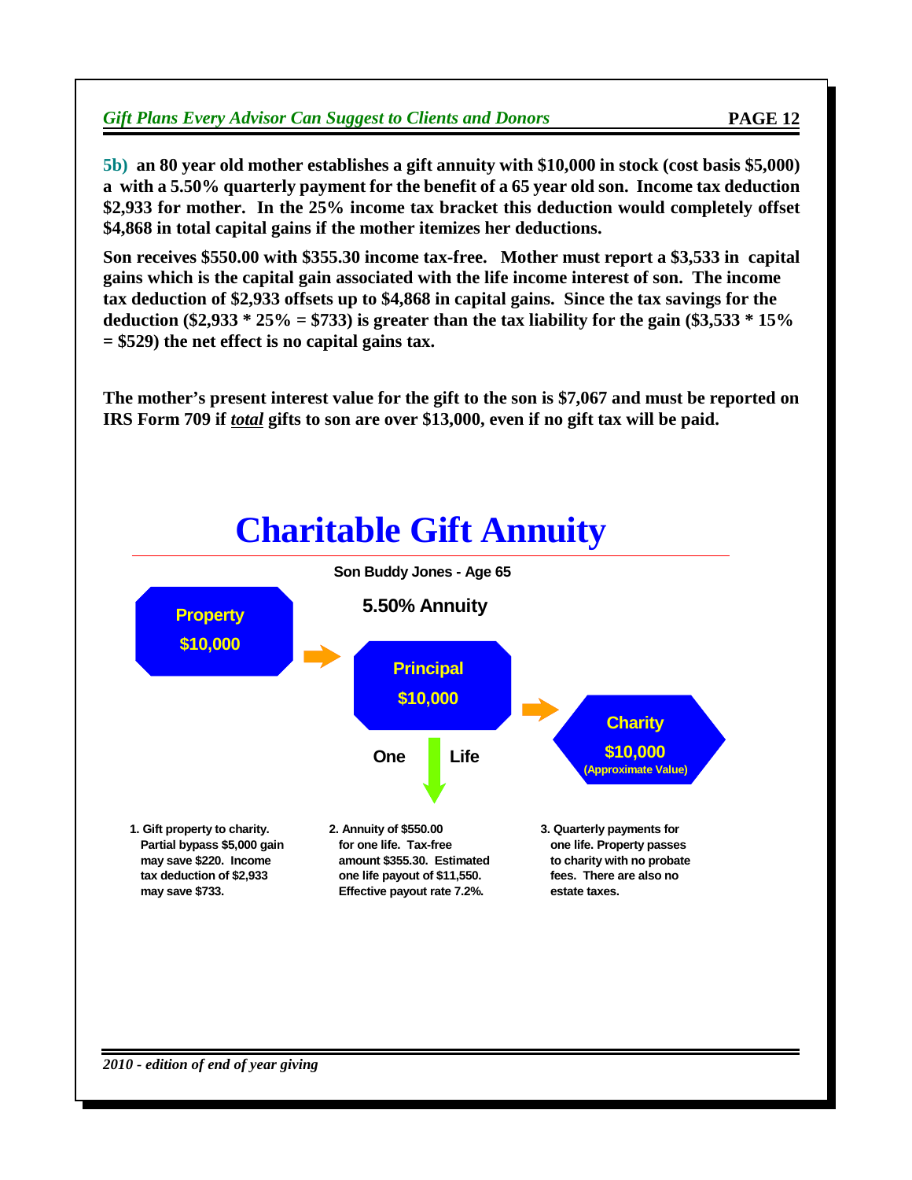**5b) an 80 year old mother establishes a gift annuity with $10,000 in stock (cost basis $5,000) a with a 5.50% quarterly payment for the benefit of a 65 year old son. Income tax deduction $2,933 for mother. In the 25% income tax bracket this deduction would completely offset $4,868 in total capital gains if the mother itemizes her deductions.**

**Son receives $550.00 with $355.30 income tax-free. Mother must report a $3,533 in capital gains which is the capital gain associated with the life income interest of son. The income tax deduction of $2,933 offsets up to $4,868 in capital gains. Since the tax savings for the deduction ($2,933 * 25% = $733) is greater than the tax liability for the gain ($3,533 * 15% = $529) the net effect is no capital gains tax.**

**The mother's present interest value for the gift to the son is $7,067 and must be reported on IRS Form 709 if _total_ gifts to son are over $13,000, even if no gift tax will be paid.**

# Charitable Gift Annuity

**Son Buddy Jones - Age 65**

**5.50% Annuity**

**Property $10,000** → **Principal $10,000** → **Charity $10,000 (Approximate Value)**

**One Life**

1. Gift property to charity. Partial bypass $5,000 gain may save $220. Income tax deduction of $2,933 may save $733.
2. Annuity of $550.00 for one life. Tax-free amount $355.30. Estimated one life payout of $11,550. Effective payout rate 7.2%.
3. Quarterly payments for one life. Property passes to charity with no probate fees. There are also no estate taxes.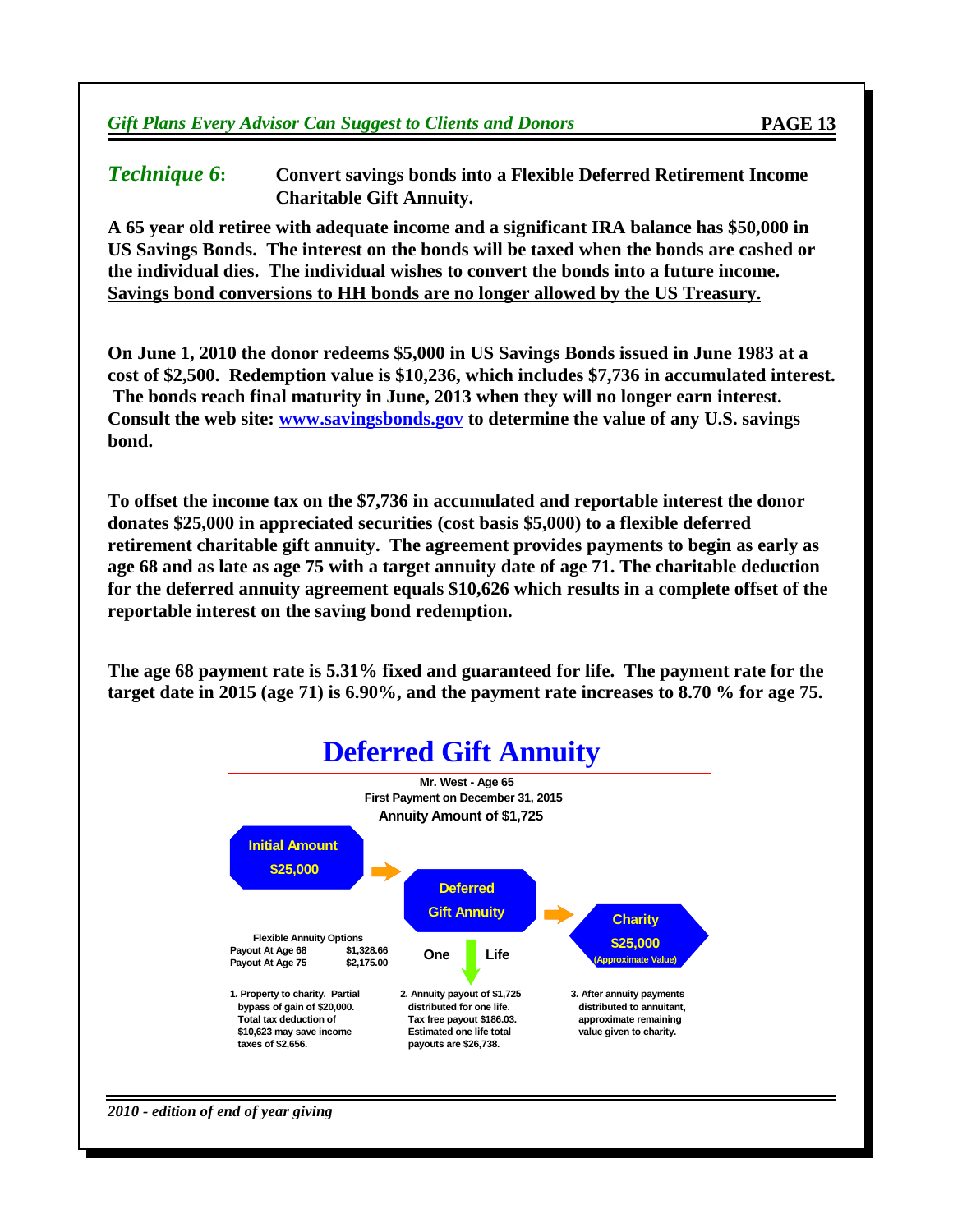## *Technique 6*: Convert savings bonds into a Flexible Deferred Retirement Income Charitable Gift Annuity.

**A 65 year old retiree with adequate income and a significant IRA balance has $50,000 in US Savings Bonds. The interest on the bonds will be taxed when the bonds are cashed or the individual dies. The individual wishes to convert the bonds into a future income. Savings bond conversions to HH bonds are no longer allowed by the US Treasury.**

**On June 1, 2010 the donor redeems $5,000 in US Savings Bonds issued in June 1983 at a cost of $2,500. Redemption value is $10,236, which includes $7,736 in accumulated interest. The bonds reach final maturity in June, 2013 when they will no longer earn interest. Consult the web site: [www.savingsbonds.gov](http://www.savingsbonds.gov) to determine the value of any U.S. savings bond.**

**To offset the income tax on the $7,736 in accumulated and reportable interest the donor donates $25,000 in appreciated securities (cost basis $5,000) to a flexible deferred retirement charitable gift annuity. The agreement provides payments to begin as early as age 68 and as late as age 75 with a target annuity date of age 71. The charitable deduction for the deferred annuity agreement equals $10,626 which results in a complete offset of the reportable interest on the saving bond redemption.**

**The age 68 payment rate is 5.31% fixed and guaranteed for life. The payment rate for the target date in 2015 (age 71) is 6.90%, and the payment rate increases to 8.70 % for age 75.**

## Deferred Gift Annuity

**Mr. West - Age 65**
**First Payment on December 31, 2015**
**Annuity Amount of $1,725**

Initial Amount $25,000 → Deferred Gift Annuity → Charity $25,000 (Approximate Value)

One ↓ Life

**Flexible Annuity Options**

| | |
|---|---|
| Payout At Age 68 | $1,328.66 |
| Payout At Age 75 | $2,175.00 |

1. Property to charity. Partial bypass of gain of $20,000. Total tax deduction of $10,623 may save income taxes of $2,656.

2. Annuity payout of $1,725 distributed for one life. Tax free payout $186.03. Estimated one life total payouts are $26,738.

3. After annuity payments distributed to annuitant, approximate remaining value given to charity.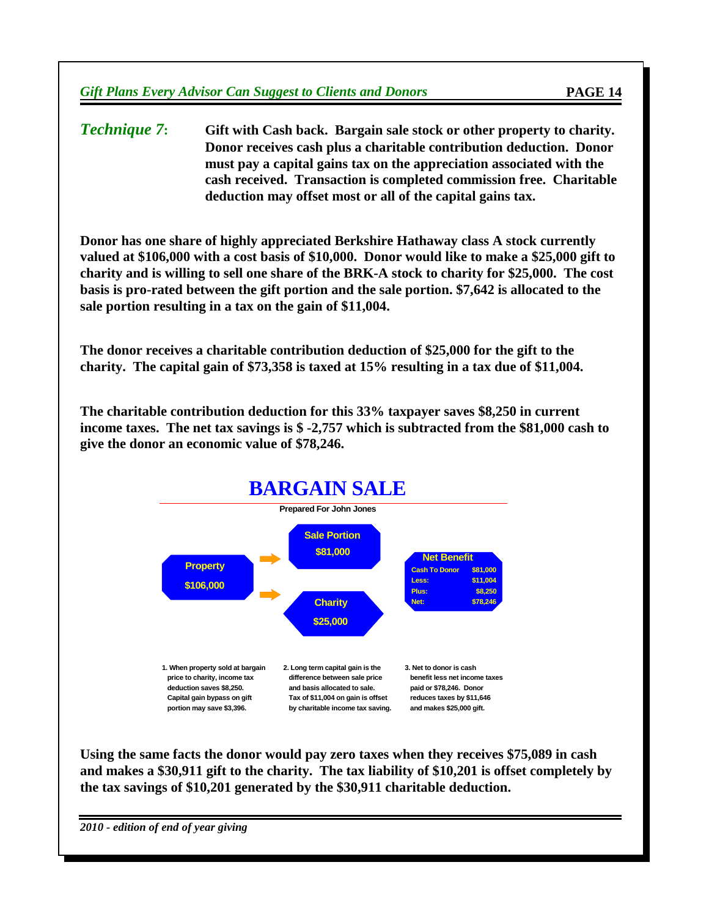***Technique 7*:** **Gift with Cash back. Bargain sale stock or other property to charity. Donor receives cash plus a charitable contribution deduction. Donor must pay a capital gains tax on the appreciation associated with the cash received. Transaction is completed commission free. Charitable deduction may offset most or all of the capital gains tax.**

**Donor has one share of highly appreciated Berkshire Hathaway class A stock currently valued at $106,000 with a cost basis of $10,000. Donor would like to make a $25,000 gift to charity and is willing to sell one share of the BRK-A stock to charity for $25,000. The cost basis is pro-rated between the gift portion and the sale portion. $7,642 is allocated to the sale portion resulting in a tax on the gain of $11,004.**

**The donor receives a charitable contribution deduction of $25,000 for the gift to the charity. The capital gain of $73,358 is taxed at 15% resulting in a tax due of $11,004.**

**The charitable contribution deduction for this 33% taxpayer saves $8,250 in current income taxes. The net tax savings is $ -2,757 which is subtracted from the $81,000 cash to give the donor an economic value of $78,246.**

## BARGAIN SALE

**Prepared For John Jones**

**Property** $106,000 → **Sale Portion** $81,000

**Property** $106,000 → **Charity** $25,000

**Net Benefit**

| | |
|---|---|
| Cash To Donor | $81,000 |
| Less: | $11,004 |
| Plus: | $8,250 |
| Net: | $78,246 |

1. When property sold at bargain price to charity, income tax deduction saves $8,250. Capital gain bypass on gift portion may save $3,396.

2. Long term capital gain is the difference between sale price and basis allocated to sale. Tax of $11,004 on gain is offset by charitable income tax saving.

3. Net to donor is cash benefit less net income taxes paid or $78,246. Donor reduces taxes by $11,646 and makes $25,000 gift.

**Using the same facts the donor would pay zero taxes when they receives $75,089 in cash and makes a $30,911 gift to the charity. The tax liability of $10,201 is offset completely by the tax savings of $10,201 generated by the $30,911 charitable deduction.**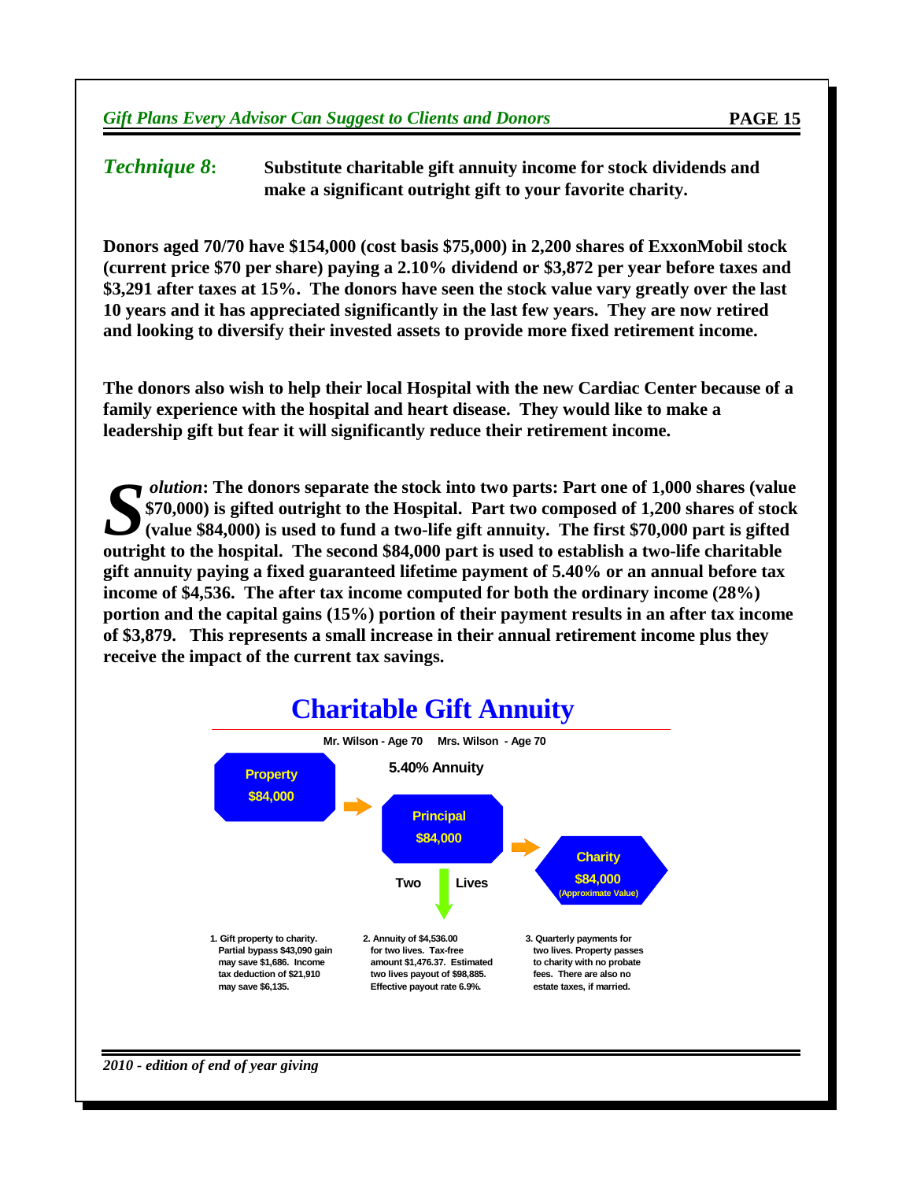## *Technique 8*: Substitute charitable gift annuity income for stock dividends and make a significant outright gift to your favorite charity.

**Donors aged 70/70 have $154,000 (cost basis $75,000) in 2,200 shares of ExxonMobil stock (current price $70 per share) paying a 2.10% dividend or $3,872 per year before taxes and $3,291 after taxes at 15%. The donors have seen the stock value vary greatly over the last 10 years and it has appreciated significantly in the last few years. They are now retired and looking to diversify their invested assets to provide more fixed retirement income.**

**The donors also wish to help their local Hospital with the new Cardiac Center because of a family experience with the hospital and heart disease. They would like to make a leadership gift but fear it will significantly reduce their retirement income.**

***Solution*: The donors separate the stock into two parts: Part one of 1,000 shares (value $70,000) is gifted outright to the Hospital. Part two composed of 1,200 shares of stock (value $84,000) is used to fund a two-life gift annuity. The first $70,000 part is gifted outright to the hospital. The second $84,000 part is used to establish a two-life charitable gift annuity paying a fixed guaranteed lifetime payment of 5.40% or an annual before tax income of $4,536. The after tax income computed for both the ordinary income (28%) portion and the capital gains (15%) portion of their payment results in an after tax income of $3,879. This represents a small increase in their annual retirement income plus they receive the impact of the current tax savings.**

## Charitable Gift Annuity

**Mr. Wilson - Age 70 Mrs. Wilson - Age 70**

**5.40% Annuity**

Property $84,000 → Principal $84,000 → Charity $84,000 (Approximate Value)

Two Lives

1. Gift property to charity. Partial bypass $43,090 gain may save $1,686. Income tax deduction of $21,910 may save $6,135.
2. Annuity of $4,536.00 for two lives. Tax-free amount $1,476.37. Estimated two lives payout of $98,885. Effective payout rate 6.9%.
3. Quarterly payments for two lives. Property passes to charity with no probate fees. There are also no estate taxes, if married.

*2010 - edition of end of year giving*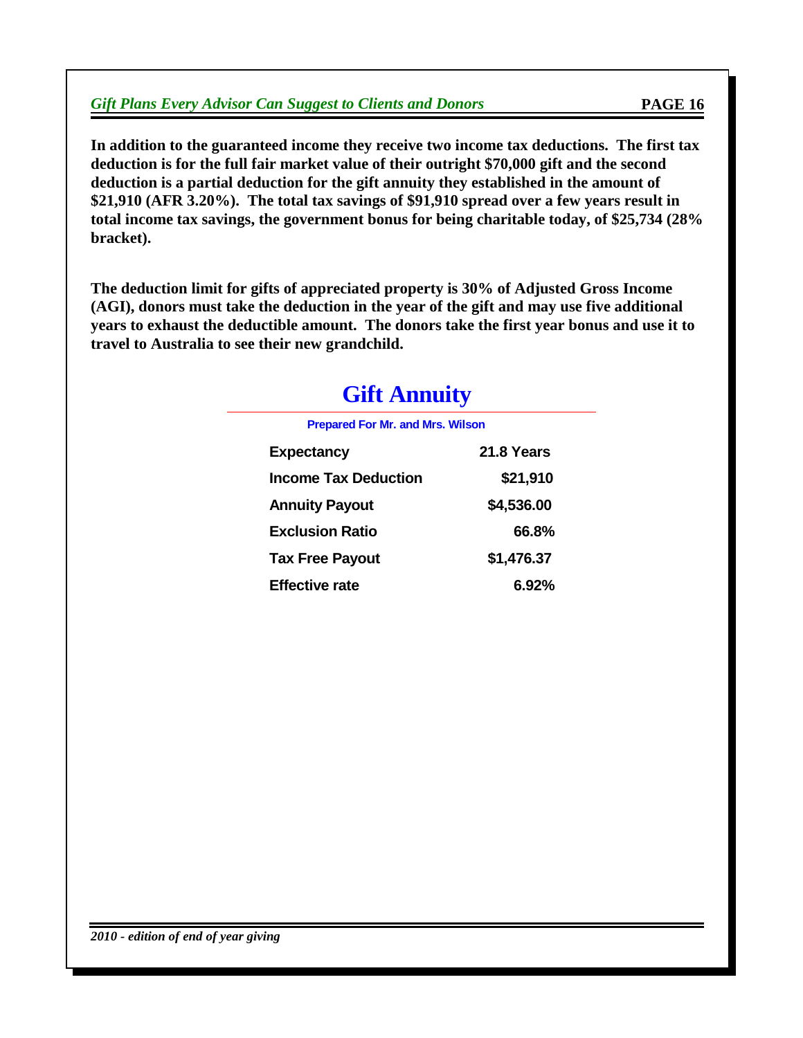**In addition to the guaranteed income they receive two income tax deductions. The first tax deduction is for the full fair market value of their outright $70,000 gift and the second deduction is a partial deduction for the gift annuity they established in the amount of $21,910 (AFR 3.20%). The total tax savings of $91,910 spread over a few years result in total income tax savings, the government bonus for being charitable today, of $25,734 (28% bracket).**

**The deduction limit for gifts of appreciated property is 30% of Adjusted Gross Income (AGI), donors must take the deduction in the year of the gift and may use five additional years to exhaust the deductible amount. The donors take the first year bonus and use it to travel to Australia to see their new grandchild.**

## Gift Annuity

**Prepared For Mr. and Mrs. Wilson**

| | |
|---|---|
| **Expectancy** | **21.8 Years** |
| **Income Tax Deduction** | **$21,910** |
| **Annuity Payout** | **$4,536.00** |
| **Exclusion Ratio** | **66.8%** |
| **Tax Free Payout** | **$1,476.37** |
| **Effective rate** | **6.92%** |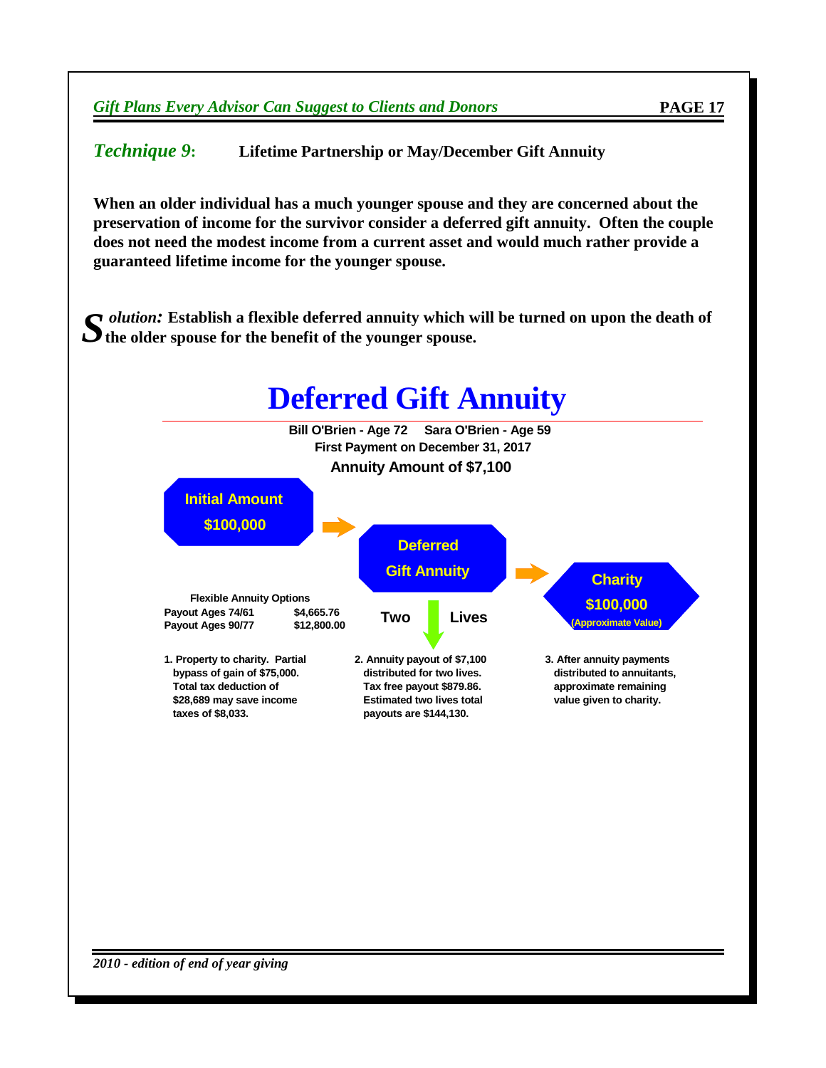## *Technique 9*: Lifetime Partnership or May/December Gift Annuity

**When an older individual has a much younger spouse and they are concerned about the preservation of income for the survivor consider a deferred gift annuity. Often the couple does not need the modest income from a current asset and would much rather provide a guaranteed lifetime income for the younger spouse.**

***Solution:*** **Establish a flexible deferred annuity which will be turned on upon the death of the older spouse for the benefit of the younger spouse.**

# Deferred Gift Annuity

**Bill O'Brien - Age 72 Sara O'Brien - Age 59**
**First Payment on December 31, 2017**
**Annuity Amount of $7,100**

**Initial Amount $100,000** → **Deferred Gift Annuity** → **Charity $100,000 (Approximate Value)**

**Two ↓ Lives**

**Flexible Annuity Options**

| | |
|---|---|
| Payout Ages 74/61 | $4,665.76 |
| Payout Ages 90/77 | $12,800.00 |

1. Property to charity. Partial bypass of gain of $75,000. Total tax deduction of $28,689 may save income taxes of $8,033.

2. Annuity payout of $7,100 distributed for two lives. Tax free payout $879.86. Estimated two lives total payouts are $144,130.

3. After annuity payments distributed to annuitants, approximate remaining value given to charity.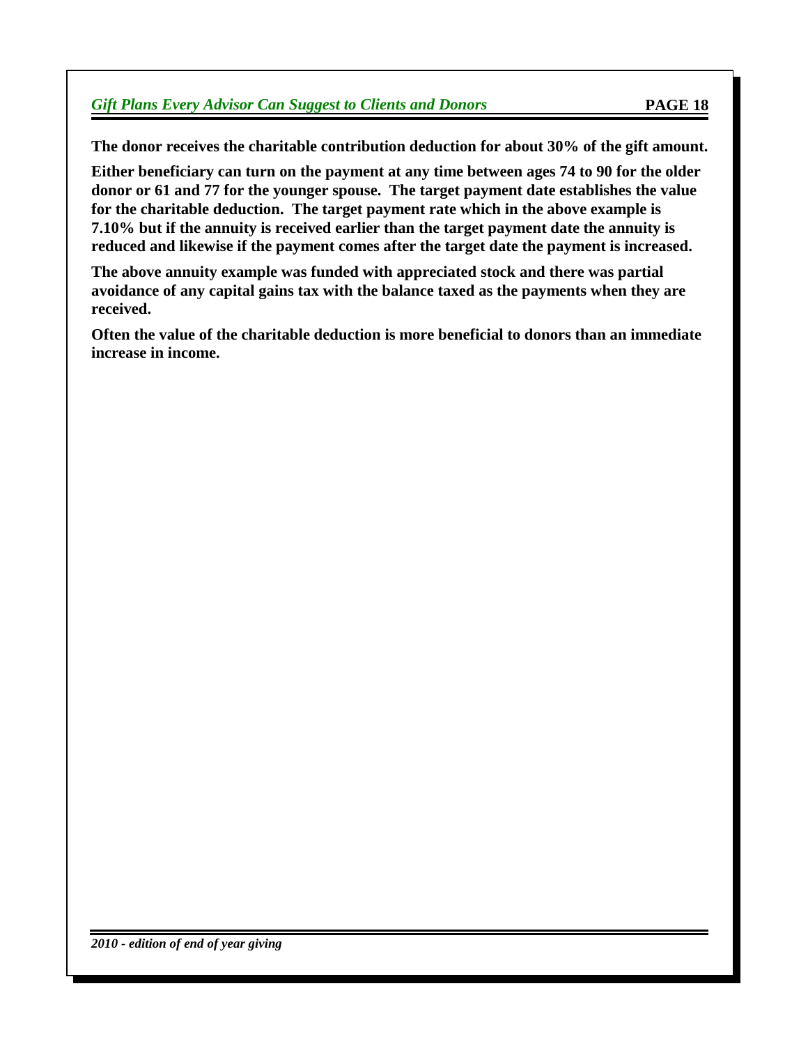**The donor receives the charitable contribution deduction for about 30% of the gift amount.**

**Either beneficiary can turn on the payment at any time between ages 74 to 90 for the older donor or 61 and 77 for the younger spouse. The target payment date establishes the value for the charitable deduction. The target payment rate which in the above example is 7.10% but if the annuity is received earlier than the target payment date the annuity is reduced and likewise if the payment comes after the target date the payment is increased.**

**The above annuity example was funded with appreciated stock and there was partial avoidance of any capital gains tax with the balance taxed as the payments when they are received.**

**Often the value of the charitable deduction is more beneficial to donors than an immediate increase in income.**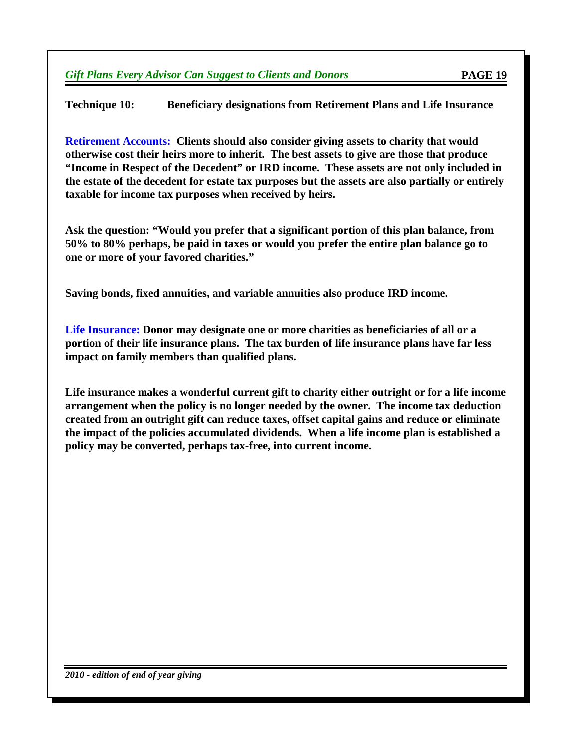**Technique 10: Beneficiary designations from Retirement Plans and Life Insurance**

**Retirement Accounts:** **Clients should also consider giving assets to charity that would otherwise cost their heirs more to inherit. The best assets to give are those that produce "Income in Respect of the Decedent" or IRD income. These assets are not only included in the estate of the decedent for estate tax purposes but the assets are also partially or entirely taxable for income tax purposes when received by heirs.**

**Ask the question: "Would you prefer that a significant portion of this plan balance, from 50% to 80% perhaps, be paid in taxes or would you prefer the entire plan balance go to one or more of your favored charities."**

**Saving bonds, fixed annuities, and variable annuities also produce IRD income.**

**Life Insurance:** **Donor may designate one or more charities as beneficiaries of all or a portion of their life insurance plans. The tax burden of life insurance plans have far less impact on family members than qualified plans.**

**Life insurance makes a wonderful current gift to charity either outright or for a life income arrangement when the policy is no longer needed by the owner. The income tax deduction created from an outright gift can reduce taxes, offset capital gains and reduce or eliminate the impact of the policies accumulated dividends. When a life income plan is established a policy may be converted, perhaps tax-free, into current income.**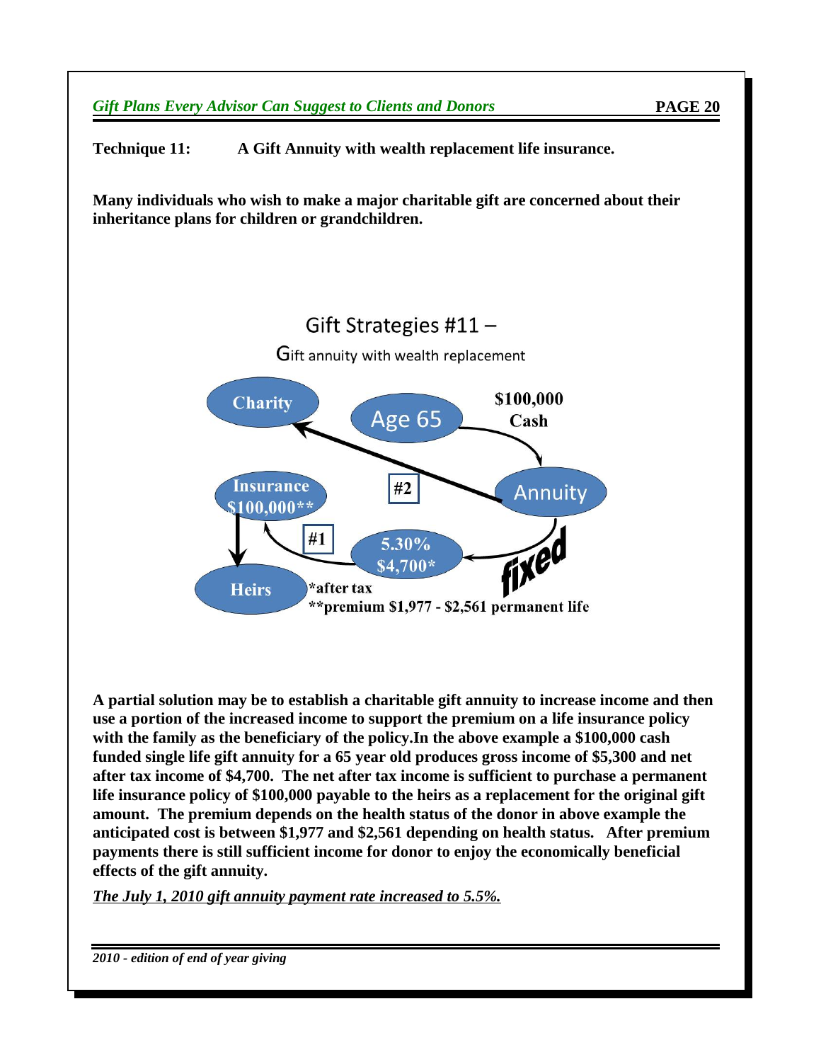**Technique 11: A Gift Annuity with wealth replacement life insurance.**

**Many individuals who wish to make a major charitable gift are concerned about their inheritance plans for children or grandchildren.**

Gift Strategies #11 –

Gift annuity with wealth replacement

Charity

Age 65

$100,000 Cash

Annuity

#2

Insurance $100,000**

#1

5.30% $4,700*

fixed

Heirs

*after tax

**premium $1,977 - $2,561 permanent life

**A partial solution may be to establish a charitable gift annuity to increase income and then use a portion of the increased income to support the premium on a life insurance policy with the family as the beneficiary of the policy.In the above example a $100,000 cash funded single life gift annuity for a 65 year old produces gross income of $5,300 and net after tax income of $4,700. The net after tax income is sufficient to purchase a permanent life insurance policy of $100,000 payable to the heirs as a replacement for the original gift amount. The premium depends on the health status of the donor in above example the anticipated cost is between $1,977 and $2,561 depending on health status. After premium payments there is still sufficient income for donor to enjoy the economically beneficial effects of the gift annuity.**

***The July 1, 2010 gift annuity payment rate increased to 5.5%.***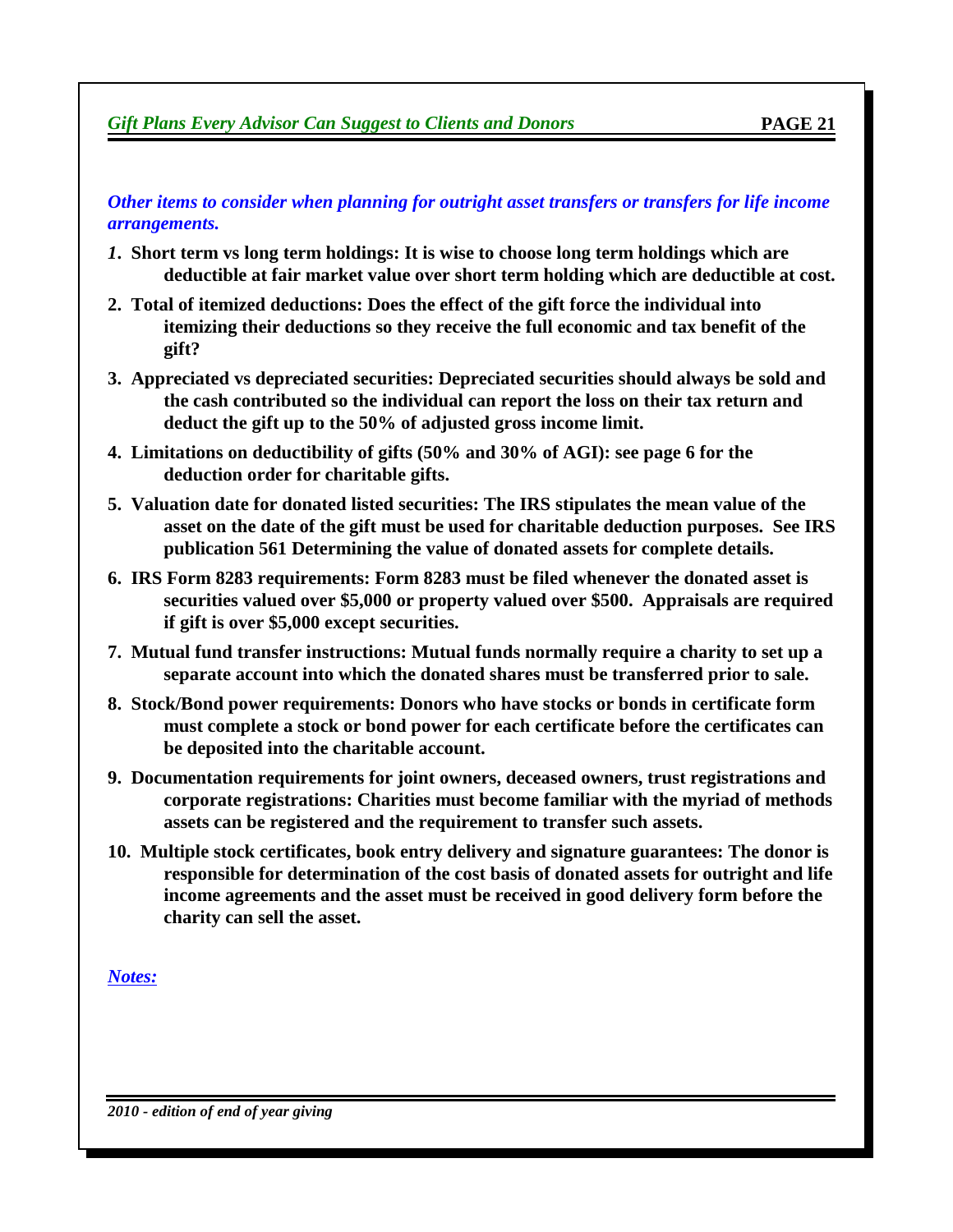*Other items to consider when planning for outright asset transfers or transfers for life income arrangements.*

1. **Short term vs long term holdings: It is wise to choose long term holdings which are deductible at fair market value over short term holding which are deductible at cost.**
2. **Total of itemized deductions: Does the effect of the gift force the individual into itemizing their deductions so they receive the full economic and tax benefit of the gift?**
3. **Appreciated vs depreciated securities: Depreciated securities should always be sold and the cash contributed so the individual can report the loss on their tax return and deduct the gift up to the 50% of adjusted gross income limit.**
4. **Limitations on deductibility of gifts (50% and 30% of AGI): see page 6 for the deduction order for charitable gifts.**
5. **Valuation date for donated listed securities: The IRS stipulates the mean value of the asset on the date of the gift must be used for charitable deduction purposes. See IRS publication 561 Determining the value of donated assets for complete details.**
6. **IRS Form 8283 requirements: Form 8283 must be filed whenever the donated asset is securities valued over $5,000 or property valued over $500. Appraisals are required if gift is over $5,000 except securities.**
7. **Mutual fund transfer instructions: Mutual funds normally require a charity to set up a separate account into which the donated shares must be transferred prior to sale.**
8. **Stock/Bond power requirements: Donors who have stocks or bonds in certificate form must complete a stock or bond power for each certificate before the certificates can be deposited into the charitable account.**
9. **Documentation requirements for joint owners, deceased owners, trust registrations and corporate registrations: Charities must become familiar with the myriad of methods assets can be registered and the requirement to transfer such assets.**
10. **Multiple stock certificates, book entry delivery and signature guarantees: The donor is responsible for determination of the cost basis of donated assets for outright and life income agreements and the asset must be received in good delivery form before the charity can sell the asset.**

*Notes:*